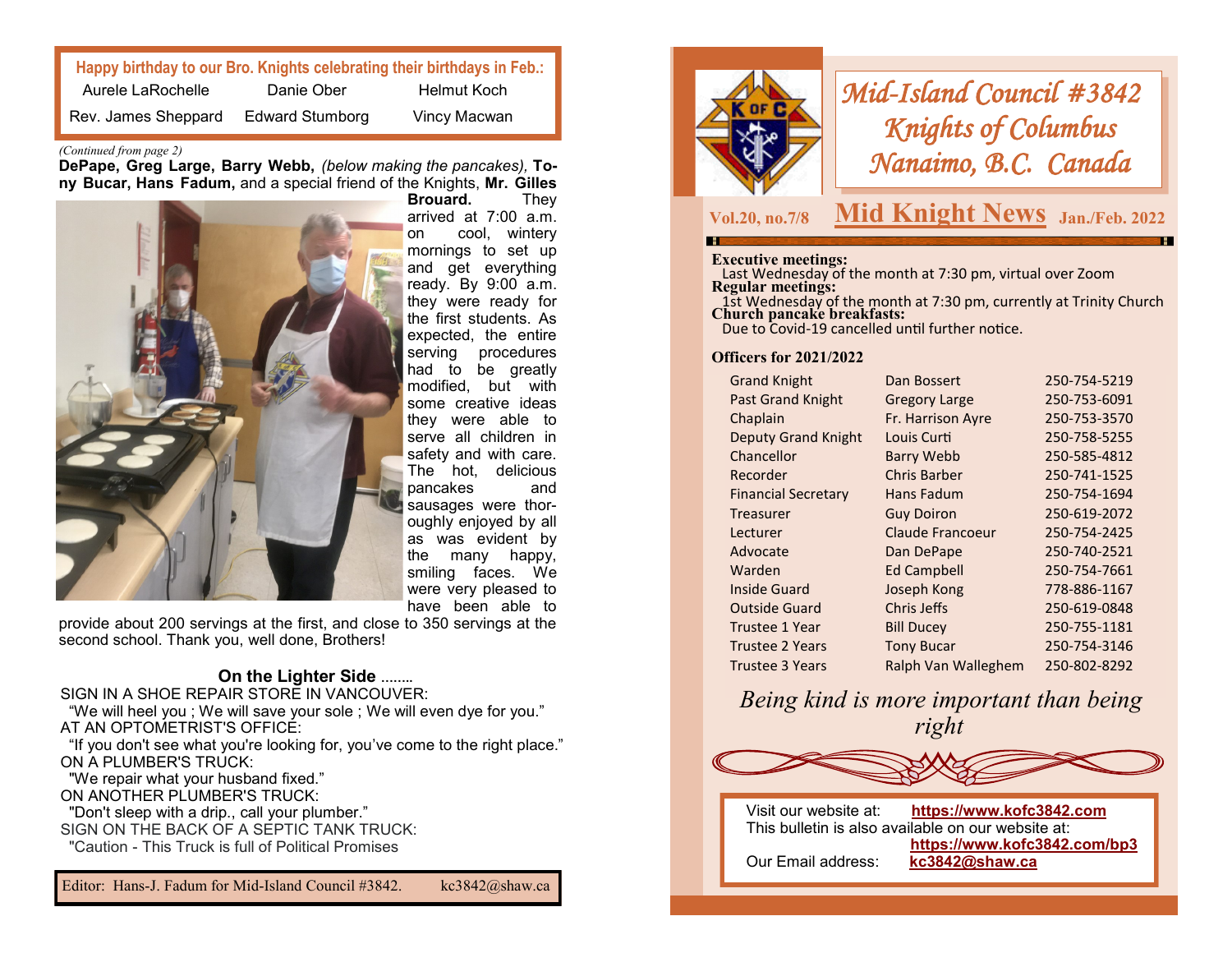**Happy birthday to our Bro. Knights celebrating their birthdays in Feb.:**

| Aurele LaRochelle | Danie Ober | Helmut Koch |
|---|---|---|
| Rev. James Sheppard | Edward Stumborg | Vincy Macwan |

*(Continued from page 2)*

**DePape, Greg Large, Barry Webb,** *(below making the pancakes),* **Tony Bucar, Hans Fadum,** and a special friend of the Knights, **Mr. Gilles Brouard.** They arrived at 7:00 a.m. on cool, wintery mornings to set up and get everything ready. By 9:00 a.m. they were ready for the first students. As expected, the entire serving procedures had to be greatly modified, but with some creative ideas they were able to serve all children in safety and with care. The hot, delicious pancakes and sausages were thoroughly enjoyed by all as was evident by the many happy, smiling faces. We were very pleased to have been able to provide about 200 servings at the first, and close to 350 servings at the second school. Thank you, well done, Brothers!

## On the Lighter Side ........

SIGN IN A SHOE REPAIR STORE IN VANCOUVER:
"We will heel you ; We will save your sole ; We will even dye for you."

AT AN OPTOMETRIST'S OFFICE:
"If you don't see what you're looking for, you've come to the right place."

ON A PLUMBER'S TRUCK:
"We repair what your husband fixed."

ON ANOTHER PLUMBER'S TRUCK:
"Don't sleep with a drip., call your plumber."

SIGN ON THE BACK OF A SEPTIC TANK TRUCK:
"Caution - This Truck is full of Political Promises

Editor: Hans-J. Fadum for Mid-Island Council #3842. kc3842@shaw.ca

# Mid-Island Council #3842 Knights of Columbus Nanaimo, B.C. Canada

**Vol.20, no.7/8** — **Mid Knight News** — **Jan./Feb. 2022**

**Executive meetings:**
Last Wednesday of the month at 7:30 pm, virtual over Zoom

**Regular meetings:**
1st Wednesday of the month at 7:30 pm, currently at Trinity Church

**Church pancake breakfasts:**
Due to Covid-19 cancelled until further notice.

**Officers for 2021/2022**

| Office | Name | Phone |
|---|---|---|
| Grand Knight | Dan Bossert | 250-754-5219 |
| Past Grand Knight | Gregory Large | 250-753-6091 |
| Chaplain | Fr. Harrison Ayre | 250-753-3570 |
| Deputy Grand Knight | Louis Curti | 250-758-5255 |
| Chancellor | Barry Webb | 250-585-4812 |
| Recorder | Chris Barber | 250-741-1525 |
| Financial Secretary | Hans Fadum | 250-754-1694 |
| Treasurer | Guy Doiron | 250-619-2072 |
| Lecturer | Claude Francoeur | 250-754-2425 |
| Advocate | Dan DePape | 250-740-2521 |
| Warden | Ed Campbell | 250-754-7661 |
| Inside Guard | Joseph Kong | 778-886-1167 |
| Outside Guard | Chris Jeffs | 250-619-0848 |
| Trustee 1 Year | Bill Ducey | 250-755-1181 |
| Trustee 2 Years | Tony Bucar | 250-754-3146 |
| Trustee 3 Years | Ralph Van Walleghem | 250-802-8292 |

*Being kind is more important than being right*

Visit our website at: **https://www.kofc3842.com**
This bulletin is also available on our website at: **https://www.kofc3842.com/bp3**
Our Email address: **kc3842@shaw.ca**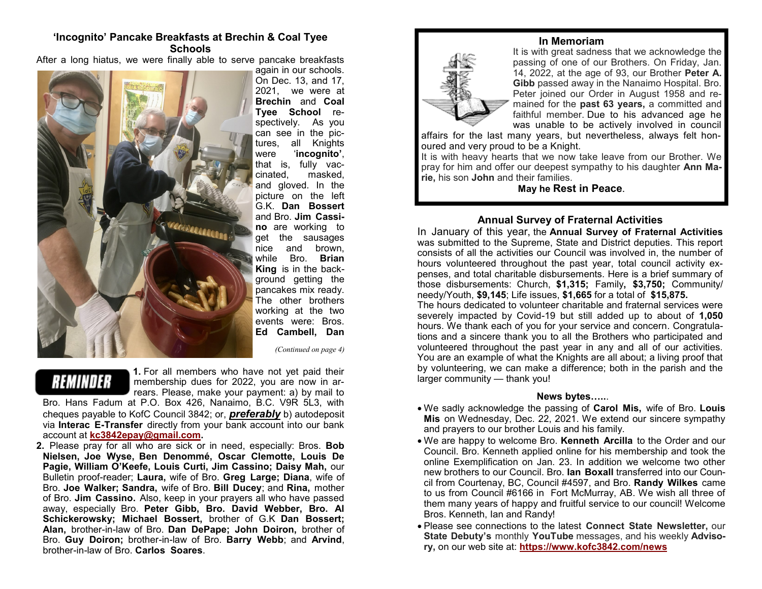## 'Incognito' Pancake Breakfasts at Brechin & Coal Tyee Schools

After a long hiatus, we were finally able to serve pancake breakfasts again in our schools. On Dec. 13, and 17, 2021, we were at **Brechin** and **Coal Tyee School** respectively. As you can see in the pictures, all Knights were '**incognito'**, that is, fully vaccinated, masked, and gloved. In the picture on the left G.K. **Dan Bossert** and Bro. **Jim Cassino** are working to get the sausages nice and brown, while Bro. **Brian King** is in the background getting the pancakes mix ready. The other brothers working at the two events were: Bros. **Ed Cambell, Dan**

*(Continued on page 4)*

**REMINDER**

**1.** For all members who have not yet paid their membership dues for 2022, you are now in arrears. Please, make your payment: a) by mail to Bro. Hans Fadum at P.O. Box 426, Nanaimo, B.C. V9R 5L3, with cheques payable to KofC Council 3842; or, ***preferably*** b) autodeposit via **Interac E-Transfer** directly from your bank account into our bank account at **kc3842epay@gmail.com.**

**2.** Please pray for all who are sick or in need, especially: Bros. **Bob Nielsen, Joe Wyse, Ben Denommé, Oscar Clemotte, Louis De Pagie, William O'Keefe, Louis Curti, Jim Cassino; Daisy Mah,** our Bulletin proof-reader; **Laura,** wife of Bro. **Greg Large; Diana**, wife of Bro. **Joe Walker; Sandra,** wife of Bro. **Bill Ducey**; and **Rina,** mother of Bro. **Jim Cassino.** Also, keep in your prayers all who have passed away, especially Bro. **Peter Gibb, Bro. David Webber, Bro. Al Schickerowsky; Michael Bossert,** brother of G.K **Dan Bossert; Alan,** brother-in-law of Bro. **Dan DePape; John Doiron,** brother of Bro. **Guy Doiron;** brother-in-law of Bro. **Barry Webb**; and **Arvind**, brother-in-law of Bro. **Carlos Soares**.

## In Memoriam

It is with great sadness that we acknowledge the passing of one of our Brothers. On Friday, Jan. 14, 2022, at the age of 93, our Brother **Peter A. Gibb** passed away in the Nanaimo Hospital. Bro. Peter joined our Order in August 1958 and remained for the **past 63 years,** a committed and faithful member. Due to his advanced age he was unable to be actively involved in council affairs for the last many years, but nevertheless, always felt honoured and very proud to be a Knight.

It is with heavy hearts that we now take leave from our Brother. We pray for him and offer our deepest sympathy to his daughter **Ann Marie,** his son **John** and their families.

**May he Rest in Peace**.

## Annual Survey of Fraternal Activities

In January of this year, the **Annual Survey of Fraternal Activities** was submitted to the Supreme, State and District deputies. This report consists of all the activities our Council was involved in, the number of hours volunteered throughout the past year, total council activity expenses, and total charitable disbursements. Here is a brief summary of those disbursements: Church, **$1,315;** Family**, $3,750;** Community/needy/Youth, **$9,145**; Life issues, **$1,665** for a total of **$15,875.**

The hours dedicated to volunteer charitable and fraternal services were severely impacted by Covid-19 but still added up to about of **1,050** hours. We thank each of you for your service and concern. Congratulations and a sincere thank you to all the Brothers who participated and volunteered throughout the past year in any and all of our activities. You are an example of what the Knights are all about; a living proof that by volunteering, we can make a difference; both in the parish and the larger community — thank you!

### News bytes…...

- We sadly acknowledge the passing of **Carol Mis,** wife of Bro. **Louis Mis** on Wednesday, Dec. 22, 2021. We extend our sincere sympathy and prayers to our brother Louis and his family.
- We are happy to welcome Bro. **Kenneth Arcilla** to the Order and our Council. Bro. Kenneth applied online for his membership and took the online Exemplification on Jan. 23. In addition we welcome two other new brothers to our Council. Bro. **Ian Boxall** transferred into our Council from Courtenay, BC, Council #4597, and Bro. **Randy Wilkes** came to us from Council #6166 in Fort McMurray, AB. We wish all three of them many years of happy and fruitful service to our council! Welcome Bros. Kenneth, Ian and Randy!
- Please see connections to the latest **Connect State Newsletter,** our **State Debuty's** monthly **YouTube** messages, and his weekly **Advisory,** on our web site at: **https://www.kofc3842.com/news**